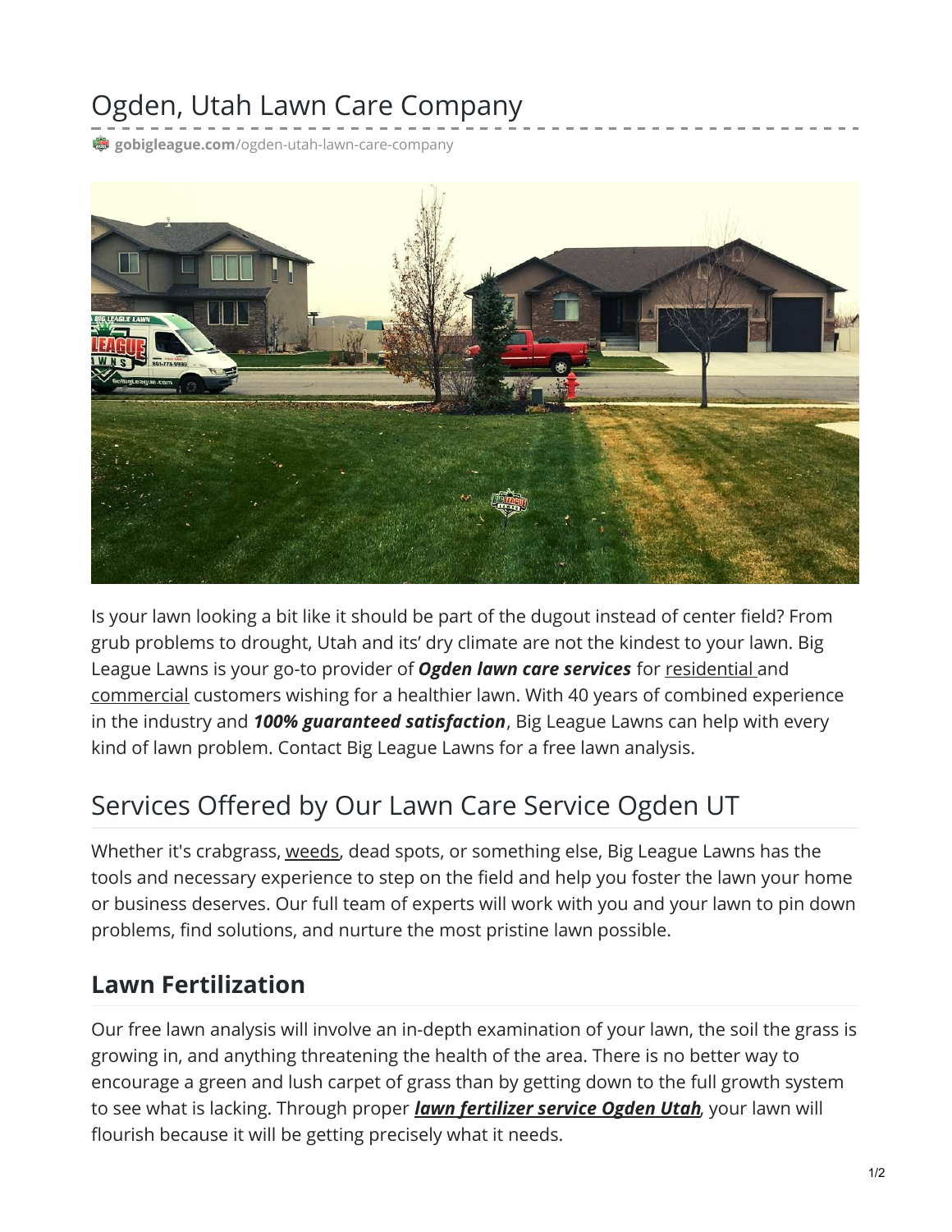# Ogden, Utah Lawn Care Company

gobigleague.com/ogden-utah-lawn-care-company

Is your lawn looking a bit like it should be part of the dugout instead of center field? From grub problems to drought, Utah and its' dry climate are not the kindest to your lawn. Big League Lawns is your go-to provider of ***Ogden lawn care services*** for residential and commercial customers wishing for a healthier lawn. With 40 years of combined experience in the industry and ***100% guaranteed satisfaction***, Big League Lawns can help with every kind of lawn problem. Contact Big League Lawns for a free lawn analysis.

## Services Offered by Our Lawn Care Service Ogden UT

Whether it's crabgrass, weeds, dead spots, or something else, Big League Lawns has the tools and necessary experience to step on the field and help you foster the lawn your home or business deserves. Our full team of experts will work with you and your lawn to pin down problems, find solutions, and nurture the most pristine lawn possible.

### Lawn Fertilization

Our free lawn analysis will involve an in-depth examination of your lawn, the soil the grass is growing in, and anything threatening the health of the area. There is no better way to encourage a green and lush carpet of grass than by getting down to the full growth system to see what is lacking. Through proper ***lawn fertilizer service Ogden Utah***, your lawn will flourish because it will be getting precisely what it needs.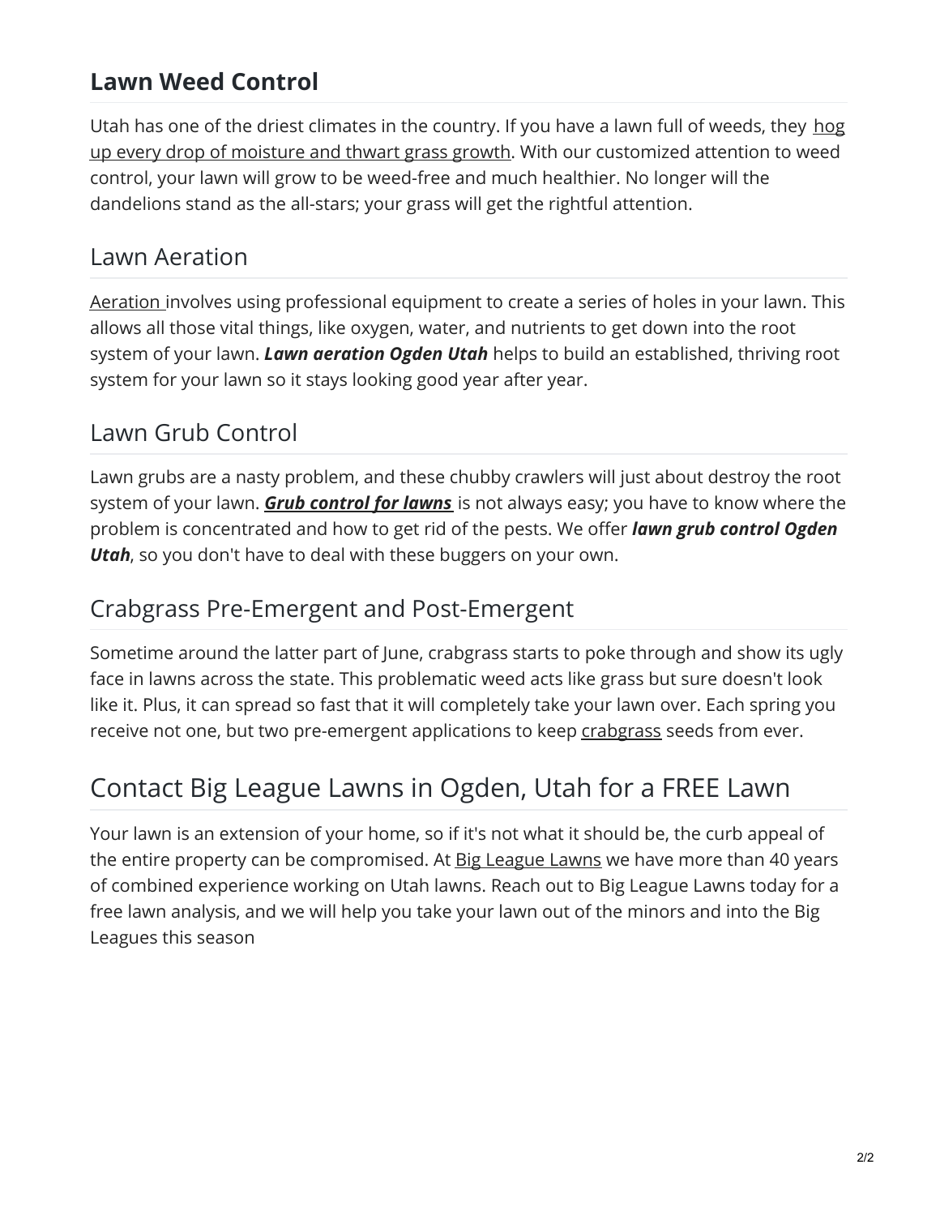## Lawn Weed Control

Utah has one of the driest climates in the country. If you have a lawn full of weeds, they hog up every drop of moisture and thwart grass growth. With our customized attention to weed control, your lawn will grow to be weed-free and much healthier. No longer will the dandelions stand as the all-stars; your grass will get the rightful attention.

### Lawn Aeration

Aeration involves using professional equipment to create a series of holes in your lawn. This allows all those vital things, like oxygen, water, and nutrients to get down into the root system of your lawn. ***Lawn aeration Ogden Utah*** helps to build an established, thriving root system for your lawn so it stays looking good year after year.

### Lawn Grub Control

Lawn grubs are a nasty problem, and these chubby crawlers will just about destroy the root system of your lawn. ***Grub control for lawns*** is not always easy; you have to know where the problem is concentrated and how to get rid of the pests. We offer ***lawn grub control Ogden Utah***, so you don't have to deal with these buggers on your own.

### Crabgrass Pre-Emergent and Post-Emergent

Sometime around the latter part of June, crabgrass starts to poke through and show its ugly face in lawns across the state. This problematic weed acts like grass but sure doesn't look like it. Plus, it can spread so fast that it will completely take your lawn over. Each spring you receive not one, but two pre-emergent applications to keep crabgrass seeds from ever.

## Contact Big League Lawns in Ogden, Utah for a FREE Lawn

Your lawn is an extension of your home, so if it's not what it should be, the curb appeal of the entire property can be compromised. At Big League Lawns we have more than 40 years of combined experience working on Utah lawns. Reach out to Big League Lawns today for a free lawn analysis, and we will help you take your lawn out of the minors and into the Big Leagues this season